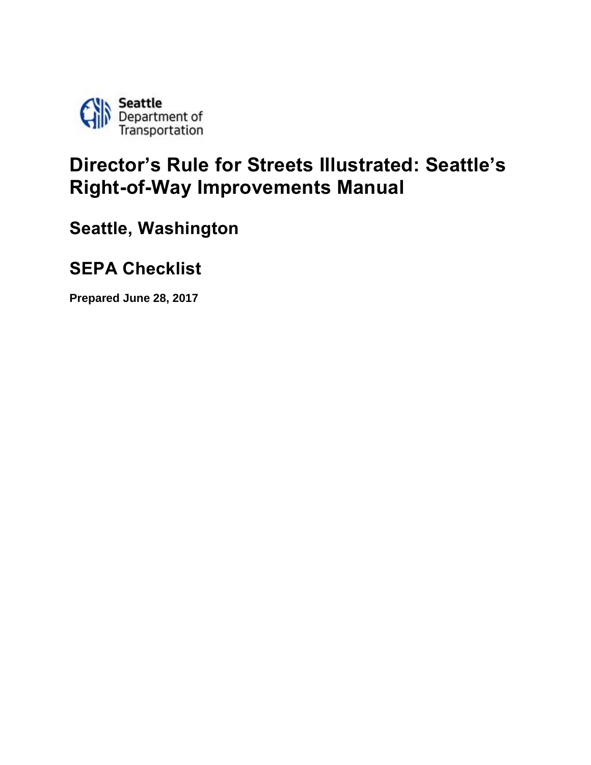Seattle Department of Transportation

# Director's Rule for Streets Illustrated: Seattle's Right-of-Way Improvements Manual

## Seattle, Washington

## SEPA Checklist

**Prepared June 28, 2017**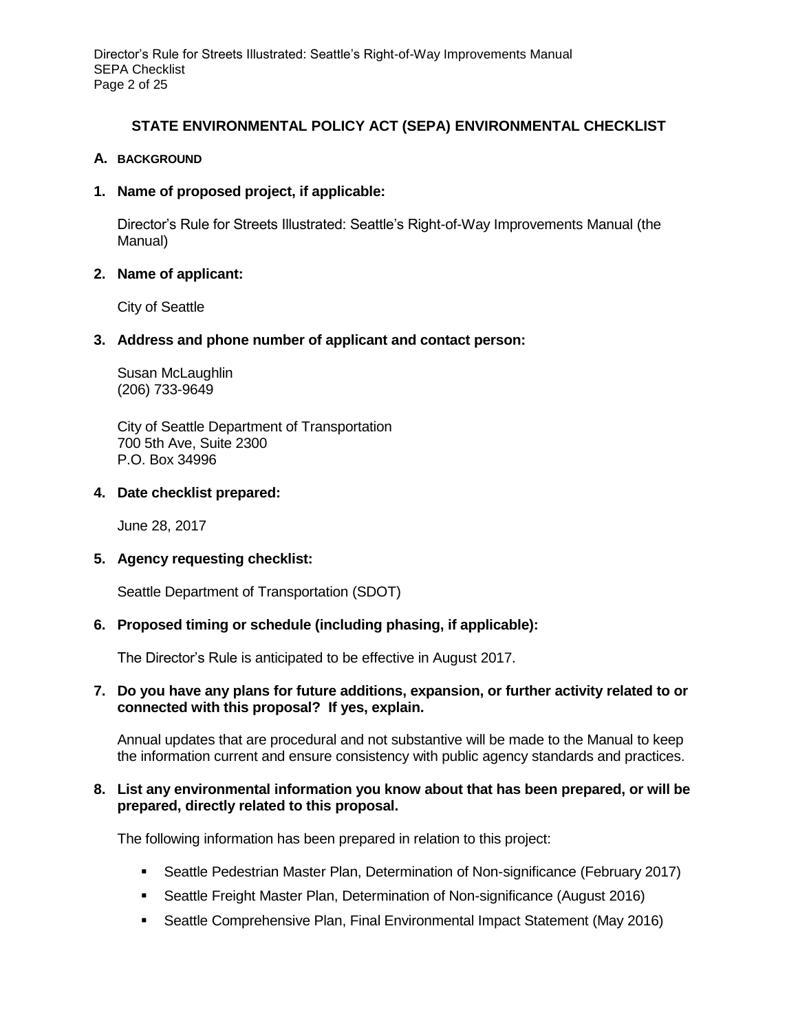## STATE ENVIRONMENTAL POLICY ACT (SEPA) ENVIRONMENTAL CHECKLIST

### A. BACKGROUND

**1. Name of proposed project, if applicable:**

Director's Rule for Streets Illustrated: Seattle's Right-of-Way Improvements Manual (the Manual)

**2. Name of applicant:**

City of Seattle

**3. Address and phone number of applicant and contact person:**

Susan McLaughlin
(206) 733-9649

City of Seattle Department of Transportation
700 5th Ave, Suite 2300
P.O. Box 34996

**4. Date checklist prepared:**

June 28, 2017

**5. Agency requesting checklist:**

Seattle Department of Transportation (SDOT)

**6. Proposed timing or schedule (including phasing, if applicable):**

The Director's Rule is anticipated to be effective in August 2017.

**7. Do you have any plans for future additions, expansion, or further activity related to or connected with this proposal? If yes, explain.**

Annual updates that are procedural and not substantive will be made to the Manual to keep the information current and ensure consistency with public agency standards and practices.

**8. List any environmental information you know about that has been prepared, or will be prepared, directly related to this proposal.**

The following information has been prepared in relation to this project:

- Seattle Pedestrian Master Plan, Determination of Non-significance (February 2017)
- Seattle Freight Master Plan, Determination of Non-significance (August 2016)
- Seattle Comprehensive Plan, Final Environmental Impact Statement (May 2016)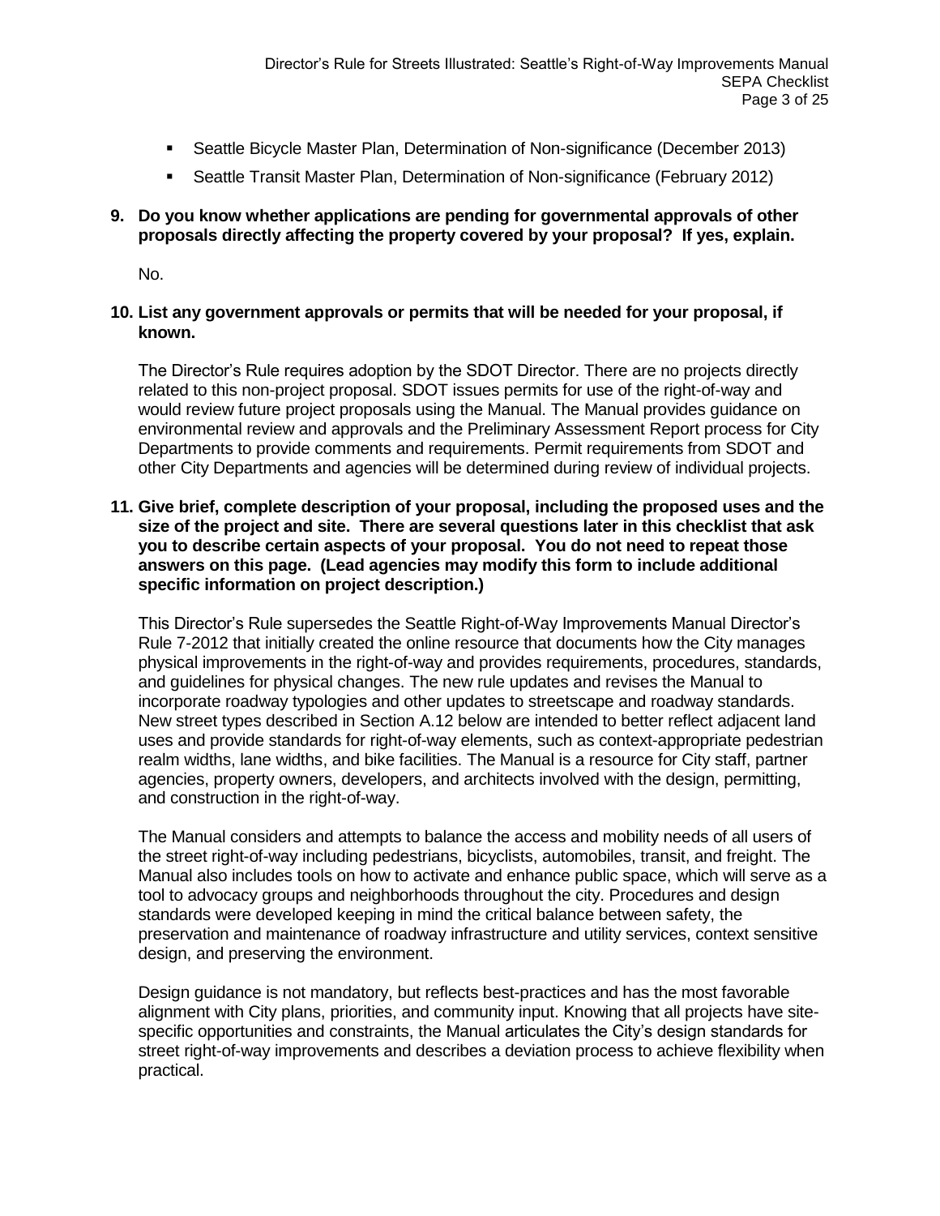- Seattle Bicycle Master Plan, Determination of Non-significance (December 2013)
- Seattle Transit Master Plan, Determination of Non-significance (February 2012)

**9. Do you know whether applications are pending for governmental approvals of other proposals directly affecting the property covered by your proposal? If yes, explain.**

No.

**10. List any government approvals or permits that will be needed for your proposal, if known.**

The Director's Rule requires adoption by the SDOT Director. There are no projects directly related to this non-project proposal. SDOT issues permits for use of the right-of-way and would review future project proposals using the Manual. The Manual provides guidance on environmental review and approvals and the Preliminary Assessment Report process for City Departments to provide comments and requirements. Permit requirements from SDOT and other City Departments and agencies will be determined during review of individual projects.

**11. Give brief, complete description of your proposal, including the proposed uses and the size of the project and site. There are several questions later in this checklist that ask you to describe certain aspects of your proposal. You do not need to repeat those answers on this page. (Lead agencies may modify this form to include additional specific information on project description.)**

This Director's Rule supersedes the Seattle Right-of-Way Improvements Manual Director's Rule 7-2012 that initially created the online resource that documents how the City manages physical improvements in the right-of-way and provides requirements, procedures, standards, and guidelines for physical changes. The new rule updates and revises the Manual to incorporate roadway typologies and other updates to streetscape and roadway standards. New street types described in Section A.12 below are intended to better reflect adjacent land uses and provide standards for right-of-way elements, such as context-appropriate pedestrian realm widths, lane widths, and bike facilities. The Manual is a resource for City staff, partner agencies, property owners, developers, and architects involved with the design, permitting, and construction in the right-of-way.

The Manual considers and attempts to balance the access and mobility needs of all users of the street right-of-way including pedestrians, bicyclists, automobiles, transit, and freight. The Manual also includes tools on how to activate and enhance public space, which will serve as a tool to advocacy groups and neighborhoods throughout the city. Procedures and design standards were developed keeping in mind the critical balance between safety, the preservation and maintenance of roadway infrastructure and utility services, context sensitive design, and preserving the environment.

Design guidance is not mandatory, but reflects best-practices and has the most favorable alignment with City plans, priorities, and community input. Knowing that all projects have site-specific opportunities and constraints, the Manual articulates the City's design standards for street right-of-way improvements and describes a deviation process to achieve flexibility when practical.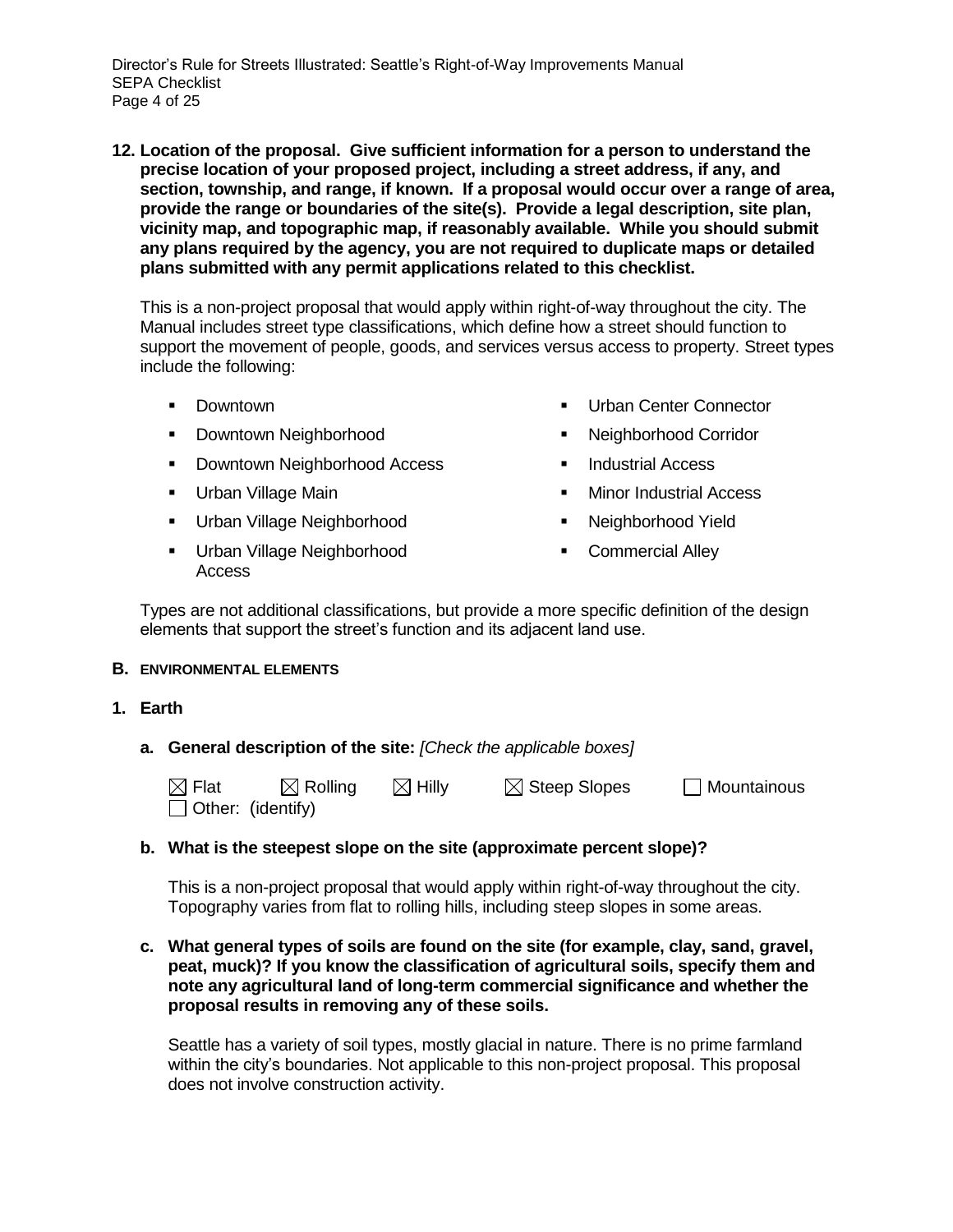**12. Location of the proposal. Give sufficient information for a person to understand the precise location of your proposed project, including a street address, if any, and section, township, and range, if known. If a proposal would occur over a range of area, provide the range or boundaries of the site(s). Provide a legal description, site plan, vicinity map, and topographic map, if reasonably available. While you should submit any plans required by the agency, you are not required to duplicate maps or detailed plans submitted with any permit applications related to this checklist.**

This is a non-project proposal that would apply within right-of-way throughout the city. The Manual includes street type classifications, which define how a street should function to support the movement of people, goods, and services versus access to property. Street types include the following:

- Downtown
- Downtown Neighborhood
- Downtown Neighborhood Access
- Urban Village Main
- Urban Village Neighborhood
- Urban Village Neighborhood Access
- Urban Center Connector
- Neighborhood Corridor
- Industrial Access
- Minor Industrial Access
- Neighborhood Yield
- Commercial Alley

Types are not additional classifications, but provide a more specific definition of the design elements that support the street's function and its adjacent land use.

## B. ENVIRONMENTAL ELEMENTS

### 1. Earth

**a. General description of the site:** *[Check the applicable boxes]*

☒ Flat ☒ Rolling ☒ Hilly ☒ Steep Slopes ☐ Mountainous
☐ Other: (identify)

**b. What is the steepest slope on the site (approximate percent slope)?**

This is a non-project proposal that would apply within right-of-way throughout the city. Topography varies from flat to rolling hills, including steep slopes in some areas.

**c. What general types of soils are found on the site (for example, clay, sand, gravel, peat, muck)? If you know the classification of agricultural soils, specify them and note any agricultural land of long-term commercial significance and whether the proposal results in removing any of these soils.**

Seattle has a variety of soil types, mostly glacial in nature. There is no prime farmland within the city's boundaries. Not applicable to this non-project proposal. This proposal does not involve construction activity.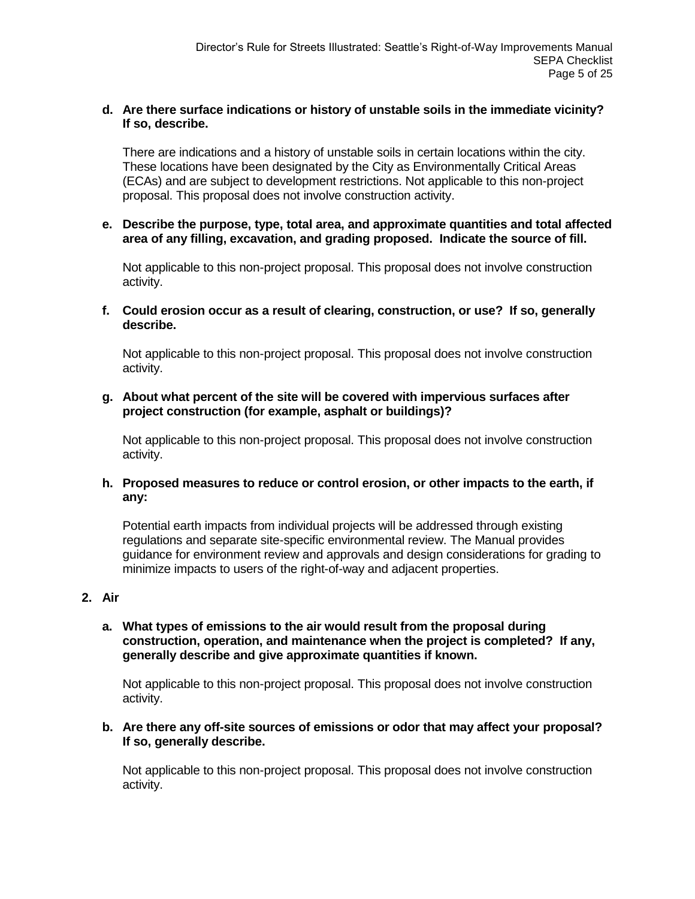**d. Are there surface indications or history of unstable soils in the immediate vicinity? If so, describe.**

There are indications and a history of unstable soils in certain locations within the city. These locations have been designated by the City as Environmentally Critical Areas (ECAs) and are subject to development restrictions. Not applicable to this non-project proposal. This proposal does not involve construction activity.

**e. Describe the purpose, type, total area, and approximate quantities and total affected area of any filling, excavation, and grading proposed. Indicate the source of fill.**

Not applicable to this non-project proposal. This proposal does not involve construction activity.

**f. Could erosion occur as a result of clearing, construction, or use? If so, generally describe.**

Not applicable to this non-project proposal. This proposal does not involve construction activity.

**g. About what percent of the site will be covered with impervious surfaces after project construction (for example, asphalt or buildings)?**

Not applicable to this non-project proposal. This proposal does not involve construction activity.

**h. Proposed measures to reduce or control erosion, or other impacts to the earth, if any:**

Potential earth impacts from individual projects will be addressed through existing regulations and separate site-specific environmental review. The Manual provides guidance for environment review and approvals and design considerations for grading to minimize impacts to users of the right-of-way and adjacent properties.

**2. Air**

**a. What types of emissions to the air would result from the proposal during construction, operation, and maintenance when the project is completed? If any, generally describe and give approximate quantities if known.**

Not applicable to this non-project proposal. This proposal does not involve construction activity.

**b. Are there any off-site sources of emissions or odor that may affect your proposal? If so, generally describe.**

Not applicable to this non-project proposal. This proposal does not involve construction activity.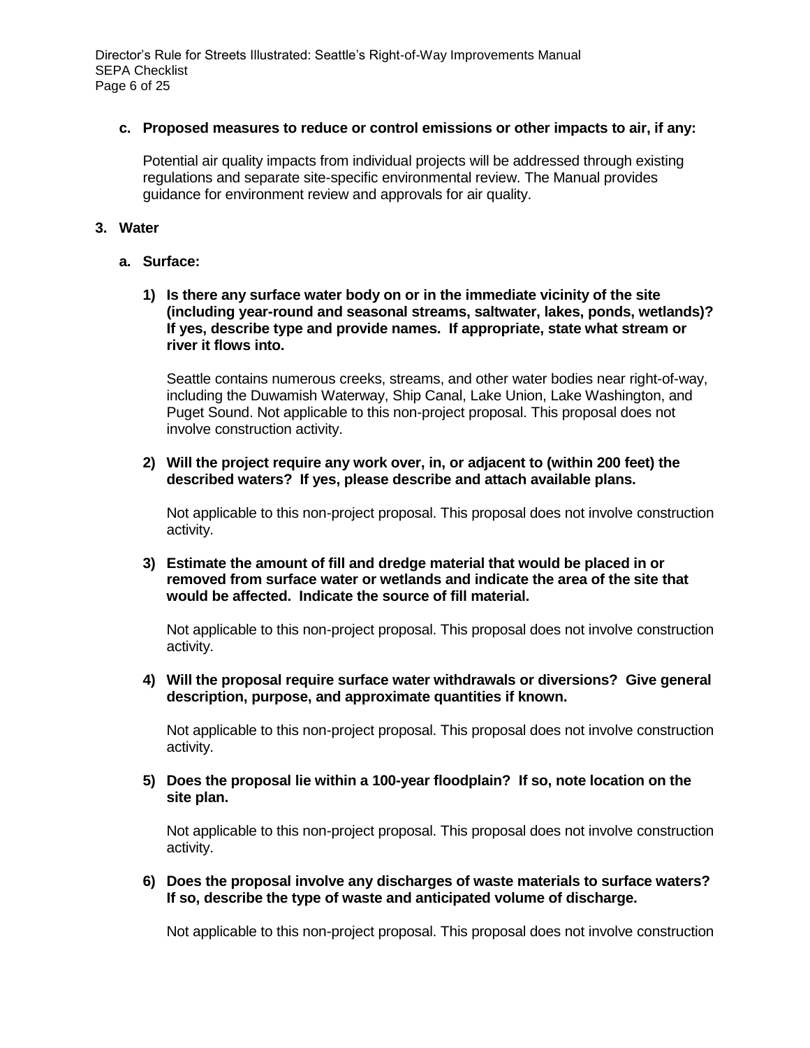**c. Proposed measures to reduce or control emissions or other impacts to air, if any:**

Potential air quality impacts from individual projects will be addressed through existing regulations and separate site-specific environmental review. The Manual provides guidance for environment review and approvals for air quality.

**3. Water**

**a. Surface:**

**1) Is there any surface water body on or in the immediate vicinity of the site (including year-round and seasonal streams, saltwater, lakes, ponds, wetlands)? If yes, describe type and provide names. If appropriate, state what stream or river it flows into.**

Seattle contains numerous creeks, streams, and other water bodies near right-of-way, including the Duwamish Waterway, Ship Canal, Lake Union, Lake Washington, and Puget Sound. Not applicable to this non-project proposal. This proposal does not involve construction activity.

**2) Will the project require any work over, in, or adjacent to (within 200 feet) the described waters? If yes, please describe and attach available plans.**

Not applicable to this non-project proposal. This proposal does not involve construction activity.

**3) Estimate the amount of fill and dredge material that would be placed in or removed from surface water or wetlands and indicate the area of the site that would be affected. Indicate the source of fill material.**

Not applicable to this non-project proposal. This proposal does not involve construction activity.

**4) Will the proposal require surface water withdrawals or diversions? Give general description, purpose, and approximate quantities if known.**

Not applicable to this non-project proposal. This proposal does not involve construction activity.

**5) Does the proposal lie within a 100-year floodplain? If so, note location on the site plan.**

Not applicable to this non-project proposal. This proposal does not involve construction activity.

**6) Does the proposal involve any discharges of waste materials to surface waters? If so, describe the type of waste and anticipated volume of discharge.**

Not applicable to this non-project proposal. This proposal does not involve construction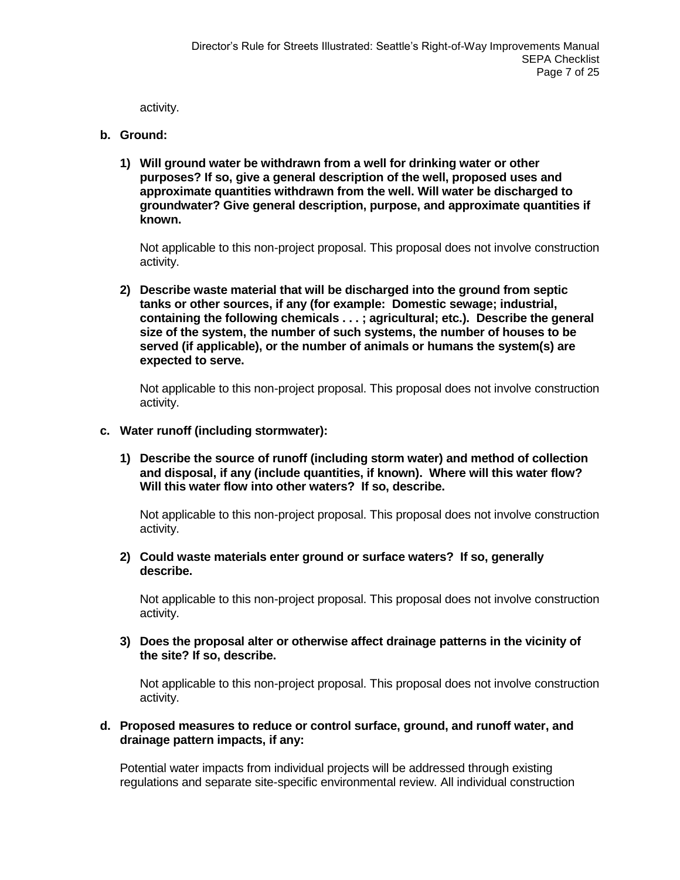activity.

**b. Ground:**

**1) Will ground water be withdrawn from a well for drinking water or other purposes? If so, give a general description of the well, proposed uses and approximate quantities withdrawn from the well. Will water be discharged to groundwater? Give general description, purpose, and approximate quantities if known.**

Not applicable to this non-project proposal. This proposal does not involve construction activity.

**2) Describe waste material that will be discharged into the ground from septic tanks or other sources, if any (for example: Domestic sewage; industrial, containing the following chemicals . . . ; agricultural; etc.). Describe the general size of the system, the number of such systems, the number of houses to be served (if applicable), or the number of animals or humans the system(s) are expected to serve.**

Not applicable to this non-project proposal. This proposal does not involve construction activity.

**c. Water runoff (including stormwater):**

**1) Describe the source of runoff (including storm water) and method of collection and disposal, if any (include quantities, if known). Where will this water flow? Will this water flow into other waters? If so, describe.**

Not applicable to this non-project proposal. This proposal does not involve construction activity.

**2) Could waste materials enter ground or surface waters? If so, generally describe.**

Not applicable to this non-project proposal. This proposal does not involve construction activity.

**3) Does the proposal alter or otherwise affect drainage patterns in the vicinity of the site? If so, describe.**

Not applicable to this non-project proposal. This proposal does not involve construction activity.

**d. Proposed measures to reduce or control surface, ground, and runoff water, and drainage pattern impacts, if any:**

Potential water impacts from individual projects will be addressed through existing regulations and separate site-specific environmental review. All individual construction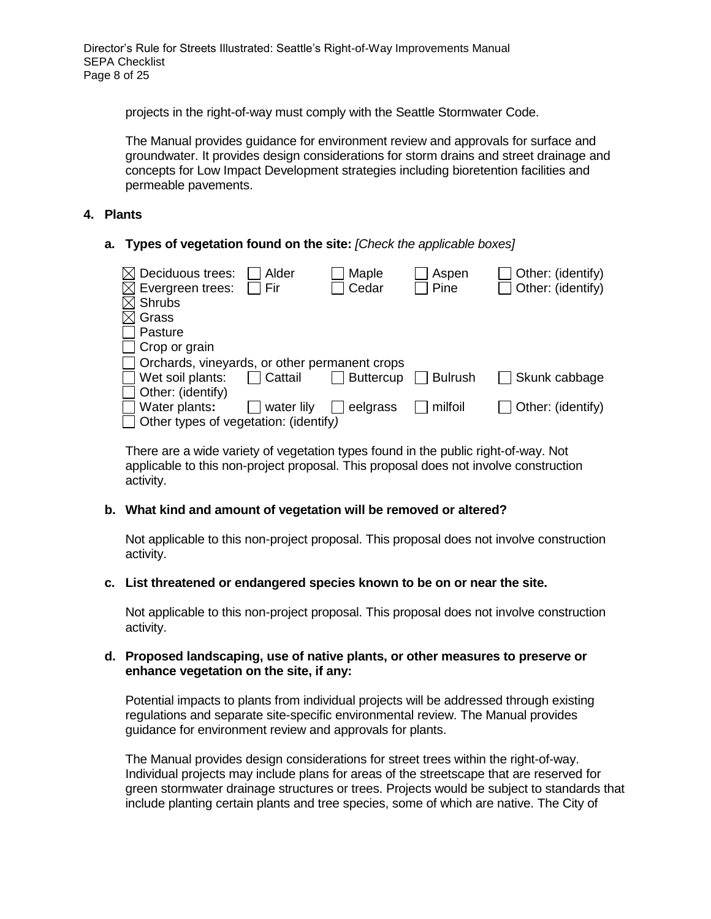projects in the right-of-way must comply with the Seattle Stormwater Code.

The Manual provides guidance for environment review and approvals for surface and groundwater. It provides design considerations for storm drains and street drainage and concepts for Low Impact Development strategies including bioretention facilities and permeable pavements.

## 4. Plants

### a. Types of vegetation found on the site: *[Check the applicable boxes]*

- ☒ Deciduous trees: ☐ Alder ☐ Maple ☐ Aspen ☐ Other: (identify)
- ☒ Evergreen trees: ☐ Fir ☐ Cedar ☐ Pine ☐ Other: (identify)
- ☒ Shrubs
- ☒ Grass
- ☐ Pasture
- ☐ Crop or grain
- ☐ Orchards, vineyards, or other permanent crops
- ☐ Wet soil plants: ☐ Cattail ☐ Buttercup ☐ Bulrush ☐ Skunk cabbage
- ☐ Other: (identify)
- ☐ Water plants: ☐ water lily ☐ eelgrass ☐ milfoil ☐ Other: (identify)
- ☐ Other types of vegetation: (identify)

There are a wide variety of vegetation types found in the public right-of-way. Not applicable to this non-project proposal. This proposal does not involve construction activity.

### b. What kind and amount of vegetation will be removed or altered?

Not applicable to this non-project proposal. This proposal does not involve construction activity.

### c. List threatened or endangered species known to be on or near the site.

Not applicable to this non-project proposal. This proposal does not involve construction activity.

### d. Proposed landscaping, use of native plants, or other measures to preserve or enhance vegetation on the site, if any:

Potential impacts to plants from individual projects will be addressed through existing regulations and separate site-specific environmental review. The Manual provides guidance for environment review and approvals for plants.

The Manual provides design considerations for street trees within the right-of-way. Individual projects may include plans for areas of the streetscape that are reserved for green stormwater drainage structures or trees. Projects would be subject to standards that include planting certain plants and tree species, some of which are native. The City of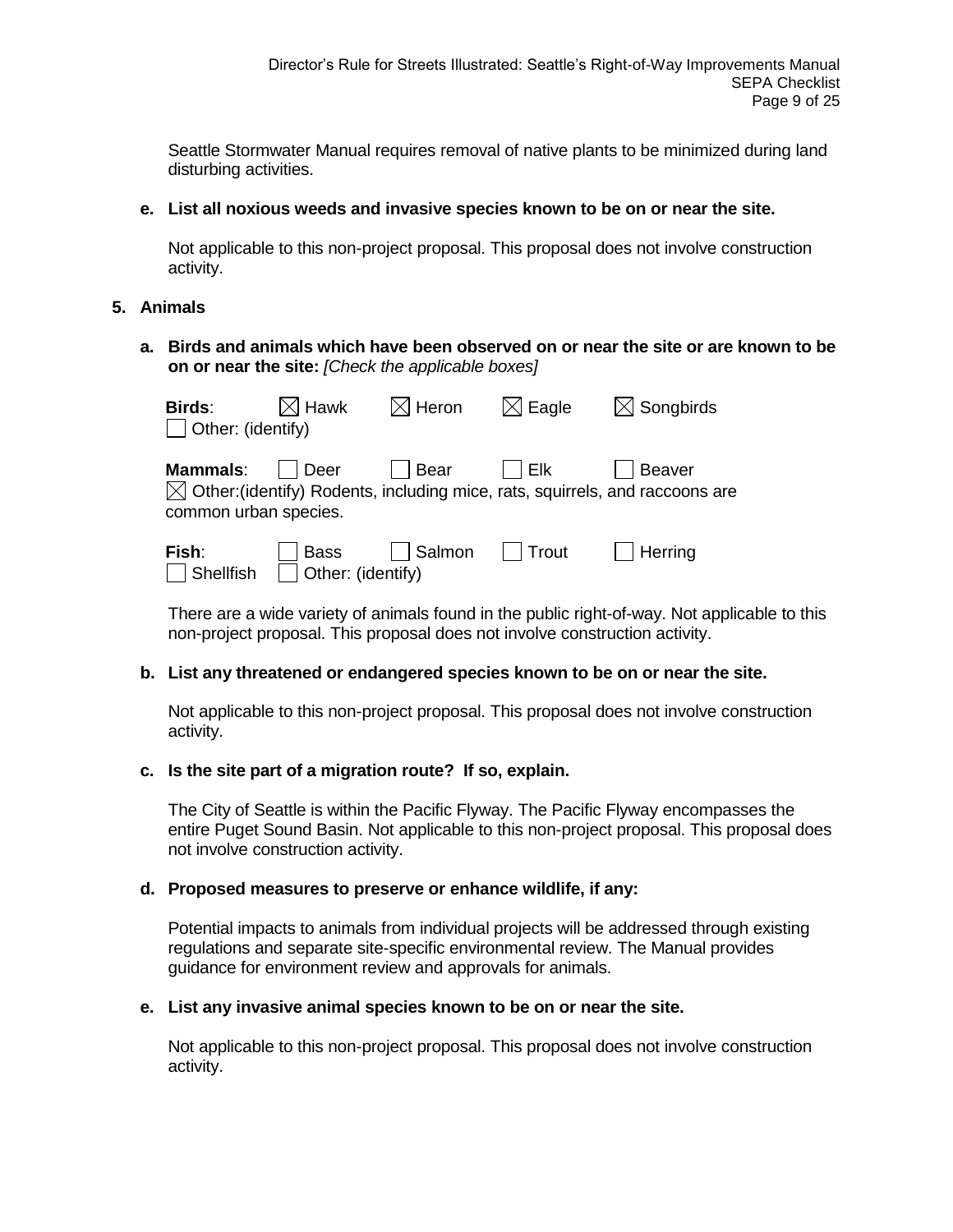Seattle Stormwater Manual requires removal of native plants to be minimized during land disturbing activities.

**e. List all noxious weeds and invasive species known to be on or near the site.**

Not applicable to this non-project proposal. This proposal does not involve construction activity.

## 5. Animals

**a. Birds and animals which have been observed on or near the site or are known to be on or near the site:** *[Check the applicable boxes]*

**Birds**: ☒ Hawk ☒ Heron ☒ Eagle ☒ Songbirds
☐ Other: (identify)

**Mammals**: ☐ Deer ☐ Bear ☐ Elk ☐ Beaver
☒ Other:(identify) Rodents, including mice, rats, squirrels, and raccoons are common urban species.

**Fish**: ☐ Bass ☐ Salmon ☐ Trout ☐ Herring
☐ Shellfish ☐ Other: (identify)

There are a wide variety of animals found in the public right-of-way. Not applicable to this non-project proposal. This proposal does not involve construction activity.

**b. List any threatened or endangered species known to be on or near the site.**

Not applicable to this non-project proposal. This proposal does not involve construction activity.

**c. Is the site part of a migration route? If so, explain.**

The City of Seattle is within the Pacific Flyway. The Pacific Flyway encompasses the entire Puget Sound Basin. Not applicable to this non-project proposal. This proposal does not involve construction activity.

**d. Proposed measures to preserve or enhance wildlife, if any:**

Potential impacts to animals from individual projects will be addressed through existing regulations and separate site-specific environmental review. The Manual provides guidance for environment review and approvals for animals.

**e. List any invasive animal species known to be on or near the site.**

Not applicable to this non-project proposal. This proposal does not involve construction activity.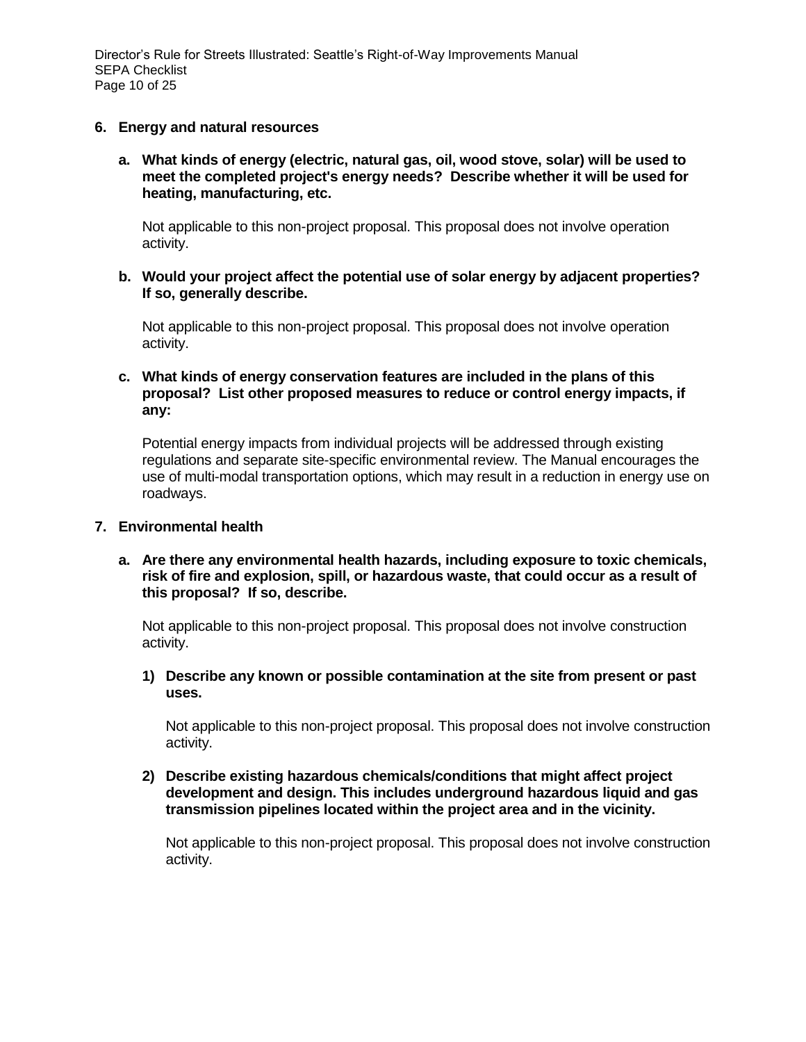## 6. Energy and natural resources

**a. What kinds of energy (electric, natural gas, oil, wood stove, solar) will be used to meet the completed project's energy needs? Describe whether it will be used for heating, manufacturing, etc.**

Not applicable to this non-project proposal. This proposal does not involve operation activity.

**b. Would your project affect the potential use of solar energy by adjacent properties? If so, generally describe.**

Not applicable to this non-project proposal. This proposal does not involve operation activity.

**c. What kinds of energy conservation features are included in the plans of this proposal? List other proposed measures to reduce or control energy impacts, if any:**

Potential energy impacts from individual projects will be addressed through existing regulations and separate site-specific environmental review. The Manual encourages the use of multi-modal transportation options, which may result in a reduction in energy use on roadways.

## 7. Environmental health

**a. Are there any environmental health hazards, including exposure to toxic chemicals, risk of fire and explosion, spill, or hazardous waste, that could occur as a result of this proposal? If so, describe.**

Not applicable to this non-project proposal. This proposal does not involve construction activity.

**1) Describe any known or possible contamination at the site from present or past uses.**

Not applicable to this non-project proposal. This proposal does not involve construction activity.

**2) Describe existing hazardous chemicals/conditions that might affect project development and design. This includes underground hazardous liquid and gas transmission pipelines located within the project area and in the vicinity.**

Not applicable to this non-project proposal. This proposal does not involve construction activity.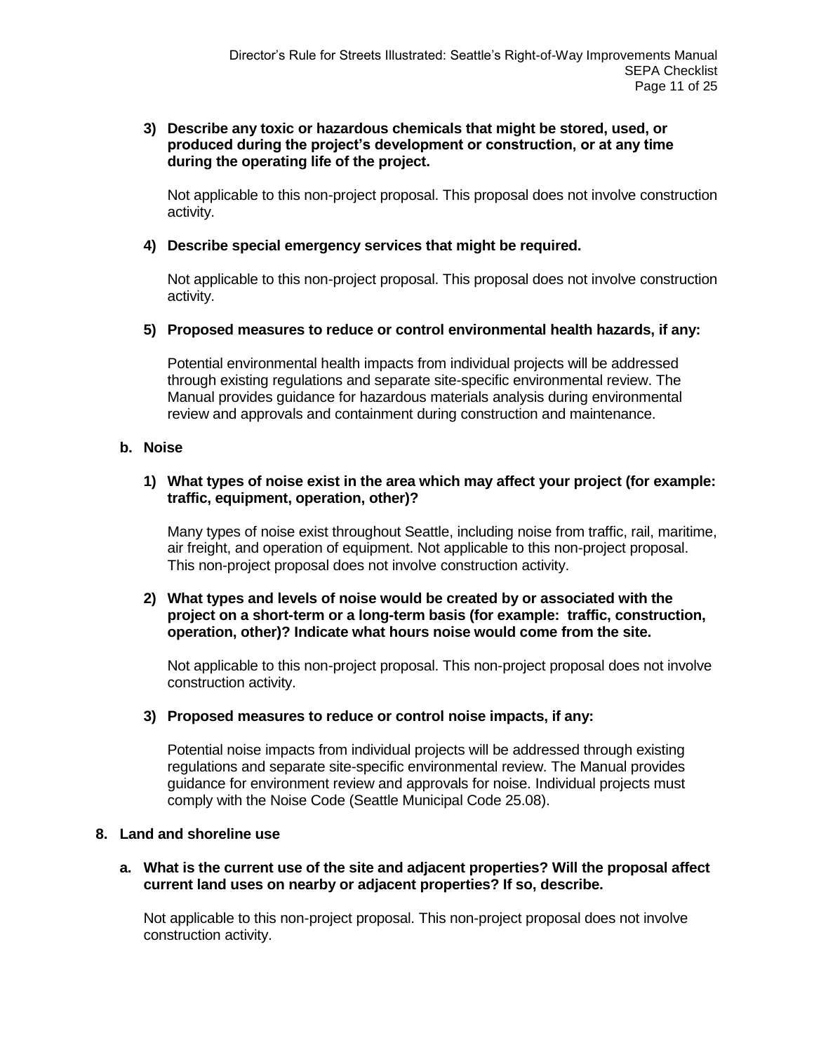**3) Describe any toxic or hazardous chemicals that might be stored, used, or produced during the project's development or construction, or at any time during the operating life of the project.**

Not applicable to this non-project proposal. This proposal does not involve construction activity.

**4) Describe special emergency services that might be required.**

Not applicable to this non-project proposal. This proposal does not involve construction activity.

**5) Proposed measures to reduce or control environmental health hazards, if any:**

Potential environmental health impacts from individual projects will be addressed through existing regulations and separate site-specific environmental review. The Manual provides guidance for hazardous materials analysis during environmental review and approvals and containment during construction and maintenance.

**b. Noise**

**1) What types of noise exist in the area which may affect your project (for example: traffic, equipment, operation, other)?**

Many types of noise exist throughout Seattle, including noise from traffic, rail, maritime, air freight, and operation of equipment. Not applicable to this non-project proposal. This non-project proposal does not involve construction activity.

**2) What types and levels of noise would be created by or associated with the project on a short-term or a long-term basis (for example: traffic, construction, operation, other)? Indicate what hours noise would come from the site.**

Not applicable to this non-project proposal. This non-project proposal does not involve construction activity.

**3) Proposed measures to reduce or control noise impacts, if any:**

Potential noise impacts from individual projects will be addressed through existing regulations and separate site-specific environmental review. The Manual provides guidance for environment review and approvals for noise. Individual projects must comply with the Noise Code (Seattle Municipal Code 25.08).

**8. Land and shoreline use**

**a. What is the current use of the site and adjacent properties? Will the proposal affect current land uses on nearby or adjacent properties? If so, describe.**

Not applicable to this non-project proposal. This non-project proposal does not involve construction activity.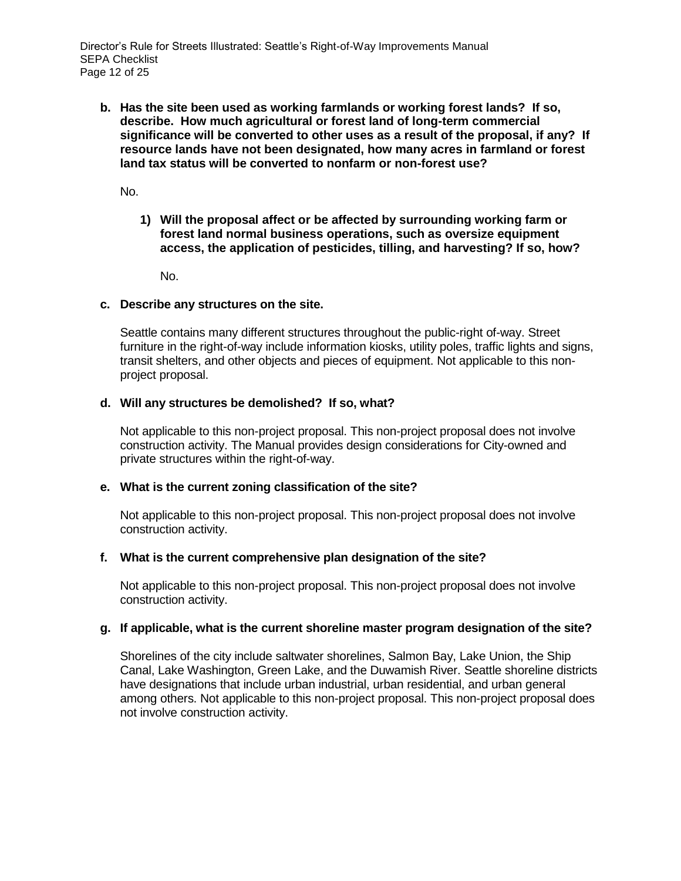**b. Has the site been used as working farmlands or working forest lands? If so, describe. How much agricultural or forest land of long-term commercial significance will be converted to other uses as a result of the proposal, if any? If resource lands have not been designated, how many acres in farmland or forest land tax status will be converted to nonfarm or non-forest use?**

No.

**1) Will the proposal affect or be affected by surrounding working farm or forest land normal business operations, such as oversize equipment access, the application of pesticides, tilling, and harvesting? If so, how?**

No.

**c. Describe any structures on the site.**

Seattle contains many different structures throughout the public-right of-way. Street furniture in the right-of-way include information kiosks, utility poles, traffic lights and signs, transit shelters, and other objects and pieces of equipment. Not applicable to this non-project proposal.

**d. Will any structures be demolished? If so, what?**

Not applicable to this non-project proposal. This non-project proposal does not involve construction activity. The Manual provides design considerations for City-owned and private structures within the right-of-way.

**e. What is the current zoning classification of the site?**

Not applicable to this non-project proposal. This non-project proposal does not involve construction activity.

**f. What is the current comprehensive plan designation of the site?**

Not applicable to this non-project proposal. This non-project proposal does not involve construction activity.

**g. If applicable, what is the current shoreline master program designation of the site?**

Shorelines of the city include saltwater shorelines, Salmon Bay, Lake Union, the Ship Canal, Lake Washington, Green Lake, and the Duwamish River. Seattle shoreline districts have designations that include urban industrial, urban residential, and urban general among others. Not applicable to this non-project proposal. This non-project proposal does not involve construction activity.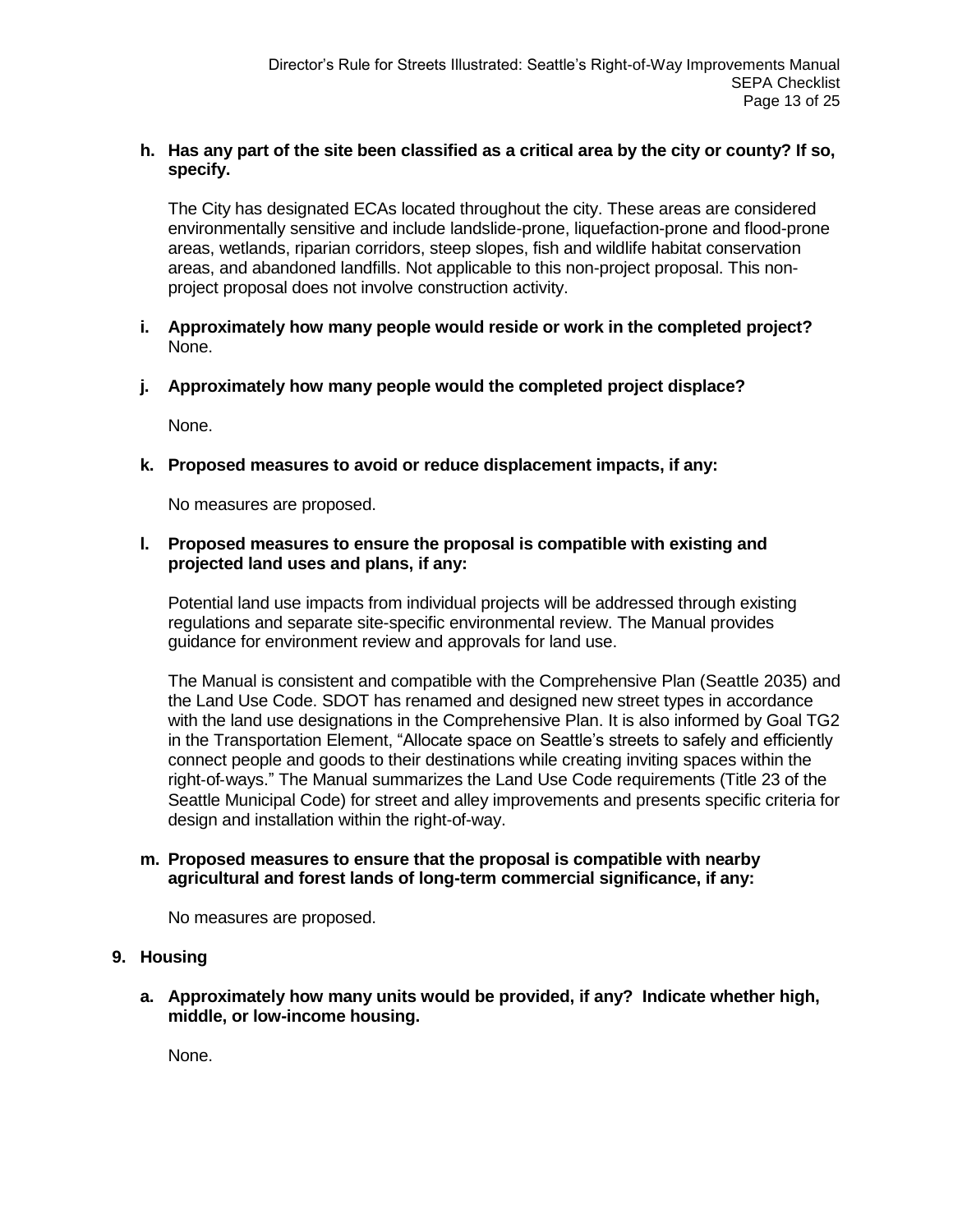**h. Has any part of the site been classified as a critical area by the city or county? If so, specify.**

The City has designated ECAs located throughout the city. These areas are considered environmentally sensitive and include landslide-prone, liquefaction-prone and flood-prone areas, wetlands, riparian corridors, steep slopes, fish and wildlife habitat conservation areas, and abandoned landfills. Not applicable to this non-project proposal. This non-project proposal does not involve construction activity.

**i. Approximately how many people would reside or work in the completed project?**
None.

**j. Approximately how many people would the completed project displace?**

None.

**k. Proposed measures to avoid or reduce displacement impacts, if any:**

No measures are proposed.

**l. Proposed measures to ensure the proposal is compatible with existing and projected land uses and plans, if any:**

Potential land use impacts from individual projects will be addressed through existing regulations and separate site-specific environmental review. The Manual provides guidance for environment review and approvals for land use.

The Manual is consistent and compatible with the Comprehensive Plan (Seattle 2035) and the Land Use Code. SDOT has renamed and designed new street types in accordance with the land use designations in the Comprehensive Plan. It is also informed by Goal TG2 in the Transportation Element, "Allocate space on Seattle's streets to safely and efficiently connect people and goods to their destinations while creating inviting spaces within the right-of-ways." The Manual summarizes the Land Use Code requirements (Title 23 of the Seattle Municipal Code) for street and alley improvements and presents specific criteria for design and installation within the right-of-way.

**m. Proposed measures to ensure that the proposal is compatible with nearby agricultural and forest lands of long-term commercial significance, if any:**

No measures are proposed.

## 9. Housing

**a. Approximately how many units would be provided, if any? Indicate whether high, middle, or low-income housing.**

None.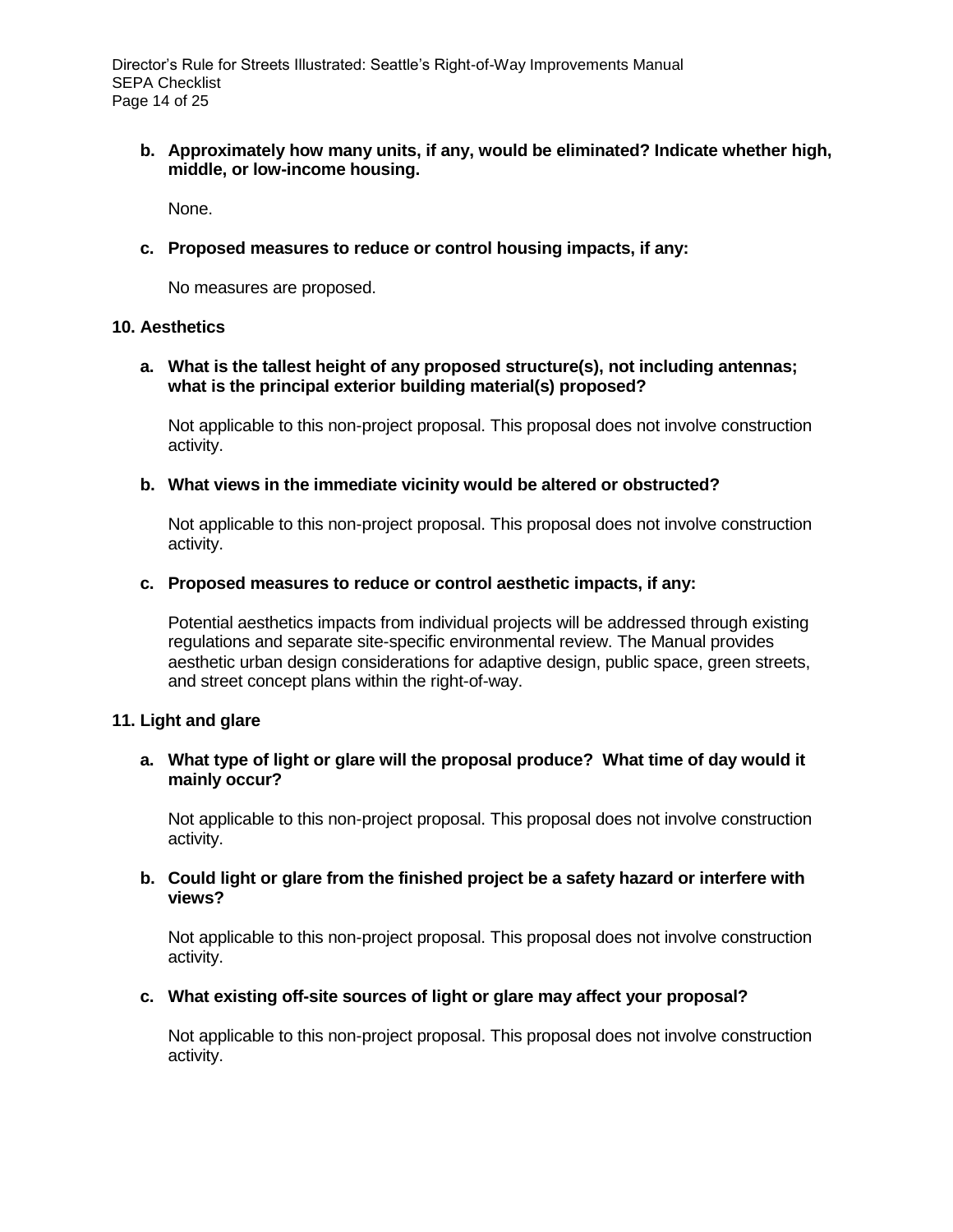**b. Approximately how many units, if any, would be eliminated? Indicate whether high, middle, or low-income housing.**

None.

**c. Proposed measures to reduce or control housing impacts, if any:**

No measures are proposed.

## 10. Aesthetics

**a. What is the tallest height of any proposed structure(s), not including antennas; what is the principal exterior building material(s) proposed?**

Not applicable to this non-project proposal. This proposal does not involve construction activity.

**b. What views in the immediate vicinity would be altered or obstructed?**

Not applicable to this non-project proposal. This proposal does not involve construction activity.

**c. Proposed measures to reduce or control aesthetic impacts, if any:**

Potential aesthetics impacts from individual projects will be addressed through existing regulations and separate site-specific environmental review. The Manual provides aesthetic urban design considerations for adaptive design, public space, green streets, and street concept plans within the right-of-way.

## 11. Light and glare

**a. What type of light or glare will the proposal produce? What time of day would it mainly occur?**

Not applicable to this non-project proposal. This proposal does not involve construction activity.

**b. Could light or glare from the finished project be a safety hazard or interfere with views?**

Not applicable to this non-project proposal. This proposal does not involve construction activity.

**c. What existing off-site sources of light or glare may affect your proposal?**

Not applicable to this non-project proposal. This proposal does not involve construction activity.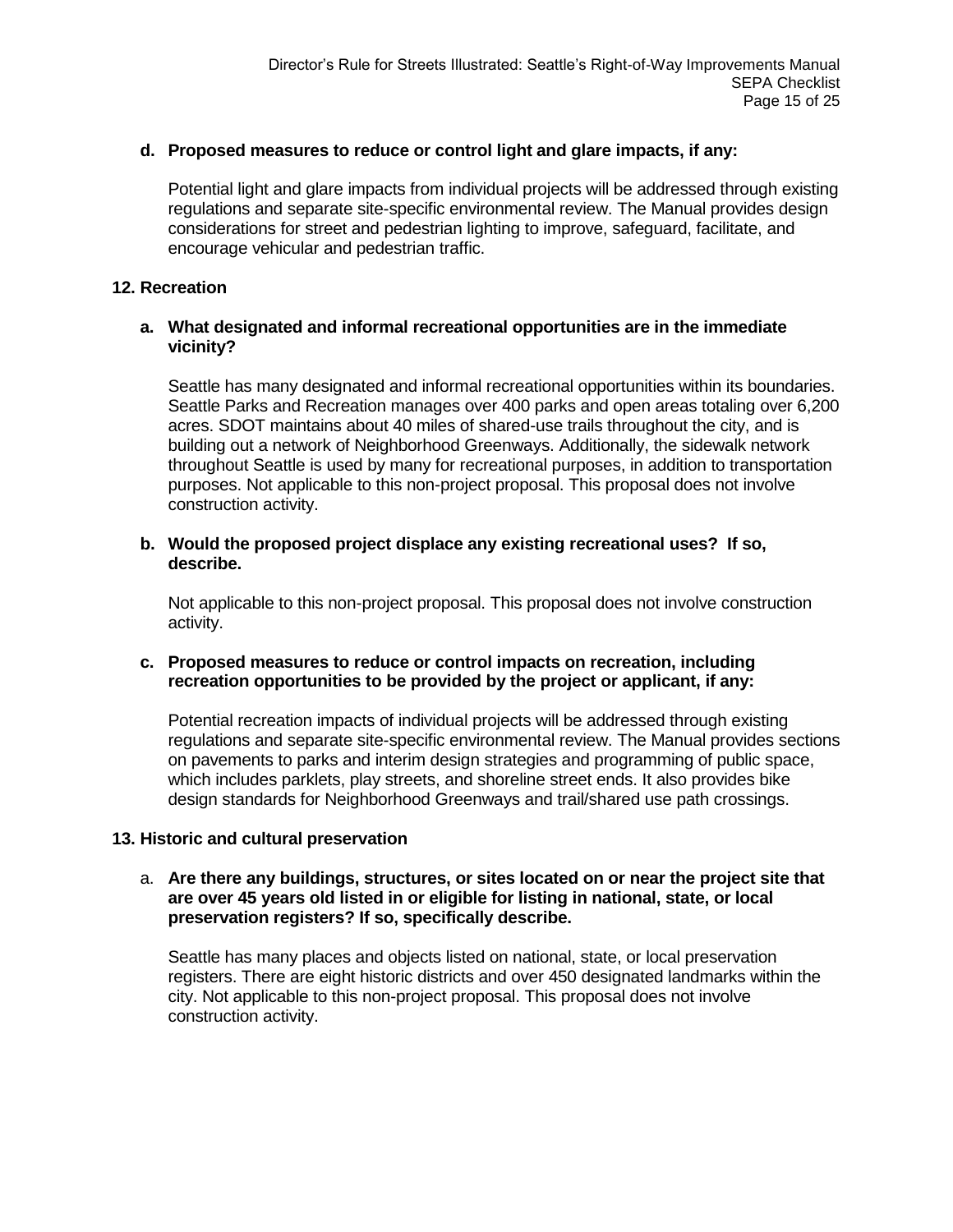**d. Proposed measures to reduce or control light and glare impacts, if any:**

Potential light and glare impacts from individual projects will be addressed through existing regulations and separate site-specific environmental review. The Manual provides design considerations for street and pedestrian lighting to improve, safeguard, facilitate, and encourage vehicular and pedestrian traffic.

## 12. Recreation

**a. What designated and informal recreational opportunities are in the immediate vicinity?**

Seattle has many designated and informal recreational opportunities within its boundaries. Seattle Parks and Recreation manages over 400 parks and open areas totaling over 6,200 acres. SDOT maintains about 40 miles of shared-use trails throughout the city, and is building out a network of Neighborhood Greenways. Additionally, the sidewalk network throughout Seattle is used by many for recreational purposes, in addition to transportation purposes. Not applicable to this non-project proposal. This proposal does not involve construction activity.

**b. Would the proposed project displace any existing recreational uses? If so, describe.**

Not applicable to this non-project proposal. This proposal does not involve construction activity.

**c. Proposed measures to reduce or control impacts on recreation, including recreation opportunities to be provided by the project or applicant, if any:**

Potential recreation impacts of individual projects will be addressed through existing regulations and separate site-specific environmental review. The Manual provides sections on pavements to parks and interim design strategies and programming of public space, which includes parklets, play streets, and shoreline street ends. It also provides bike design standards for Neighborhood Greenways and trail/shared use path crossings.

## 13. Historic and cultural preservation

a. **Are there any buildings, structures, or sites located on or near the project site that are over 45 years old listed in or eligible for listing in national, state, or local preservation registers? If so, specifically describe.**

Seattle has many places and objects listed on national, state, or local preservation registers. There are eight historic districts and over 450 designated landmarks within the city. Not applicable to this non-project proposal. This proposal does not involve construction activity.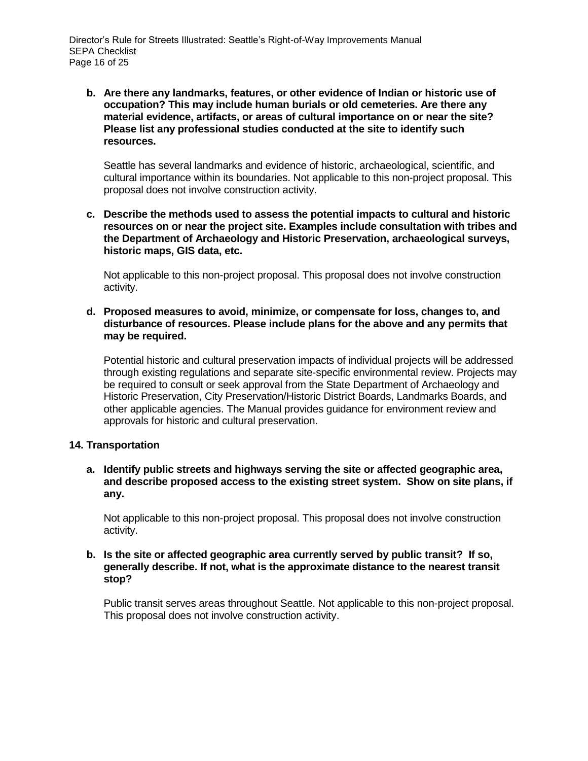**b. Are there any landmarks, features, or other evidence of Indian or historic use of occupation? This may include human burials or old cemeteries. Are there any material evidence, artifacts, or areas of cultural importance on or near the site? Please list any professional studies conducted at the site to identify such resources.**

Seattle has several landmarks and evidence of historic, archaeological, scientific, and cultural importance within its boundaries. Not applicable to this non-project proposal. This proposal does not involve construction activity.

**c. Describe the methods used to assess the potential impacts to cultural and historic resources on or near the project site. Examples include consultation with tribes and the Department of Archaeology and Historic Preservation, archaeological surveys, historic maps, GIS data, etc.**

Not applicable to this non-project proposal. This proposal does not involve construction activity.

**d. Proposed measures to avoid, minimize, or compensate for loss, changes to, and disturbance of resources. Please include plans for the above and any permits that may be required.**

Potential historic and cultural preservation impacts of individual projects will be addressed through existing regulations and separate site-specific environmental review. Projects may be required to consult or seek approval from the State Department of Archaeology and Historic Preservation, City Preservation/Historic District Boards, Landmarks Boards, and other applicable agencies. The Manual provides guidance for environment review and approvals for historic and cultural preservation.

## 14. Transportation

**a. Identify public streets and highways serving the site or affected geographic area, and describe proposed access to the existing street system. Show on site plans, if any.**

Not applicable to this non-project proposal. This proposal does not involve construction activity.

**b. Is the site or affected geographic area currently served by public transit? If so, generally describe. If not, what is the approximate distance to the nearest transit stop?**

Public transit serves areas throughout Seattle. Not applicable to this non-project proposal. This proposal does not involve construction activity.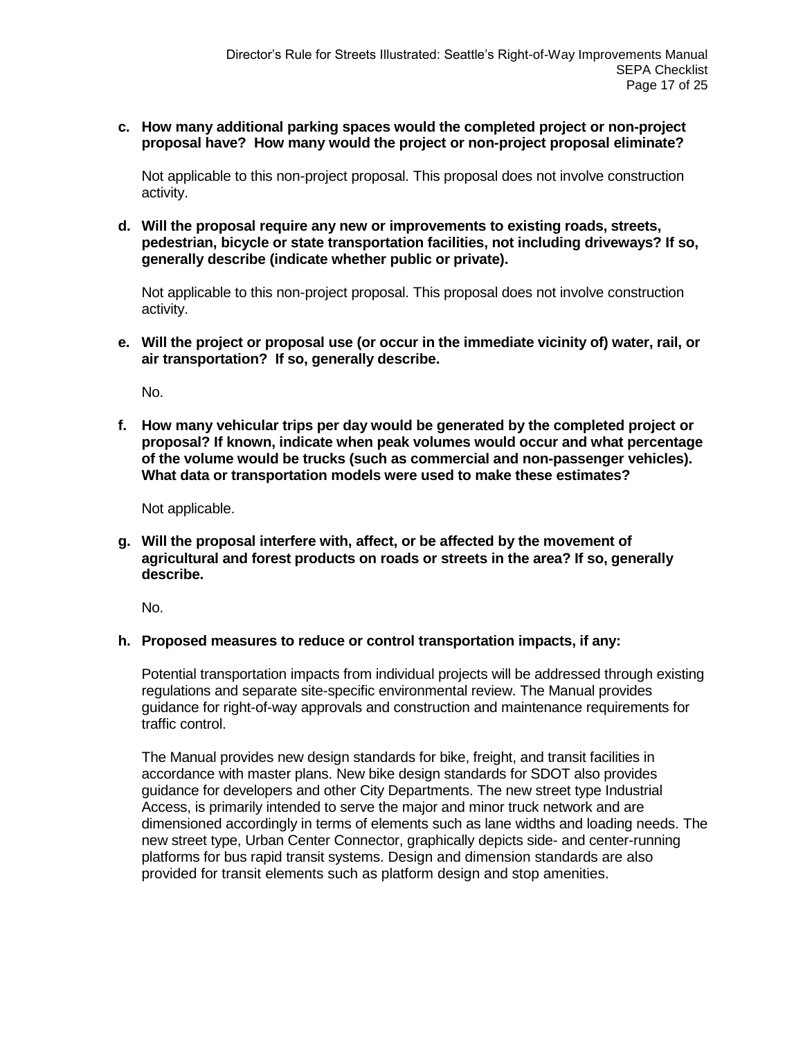**c. How many additional parking spaces would the completed project or non-project proposal have? How many would the project or non-project proposal eliminate?**

Not applicable to this non-project proposal. This proposal does not involve construction activity.

**d. Will the proposal require any new or improvements to existing roads, streets, pedestrian, bicycle or state transportation facilities, not including driveways? If so, generally describe (indicate whether public or private).**

Not applicable to this non-project proposal. This proposal does not involve construction activity.

**e. Will the project or proposal use (or occur in the immediate vicinity of) water, rail, or air transportation? If so, generally describe.**

No.

**f. How many vehicular trips per day would be generated by the completed project or proposal? If known, indicate when peak volumes would occur and what percentage of the volume would be trucks (such as commercial and non-passenger vehicles). What data or transportation models were used to make these estimates?**

Not applicable.

**g. Will the proposal interfere with, affect, or be affected by the movement of agricultural and forest products on roads or streets in the area? If so, generally describe.**

No.

**h. Proposed measures to reduce or control transportation impacts, if any:**

Potential transportation impacts from individual projects will be addressed through existing regulations and separate site-specific environmental review. The Manual provides guidance for right-of-way approvals and construction and maintenance requirements for traffic control.

The Manual provides new design standards for bike, freight, and transit facilities in accordance with master plans. New bike design standards for SDOT also provides guidance for developers and other City Departments. The new street type Industrial Access, is primarily intended to serve the major and minor truck network and are dimensioned accordingly in terms of elements such as lane widths and loading needs. The new street type, Urban Center Connector, graphically depicts side- and center-running platforms for bus rapid transit systems. Design and dimension standards are also provided for transit elements such as platform design and stop amenities.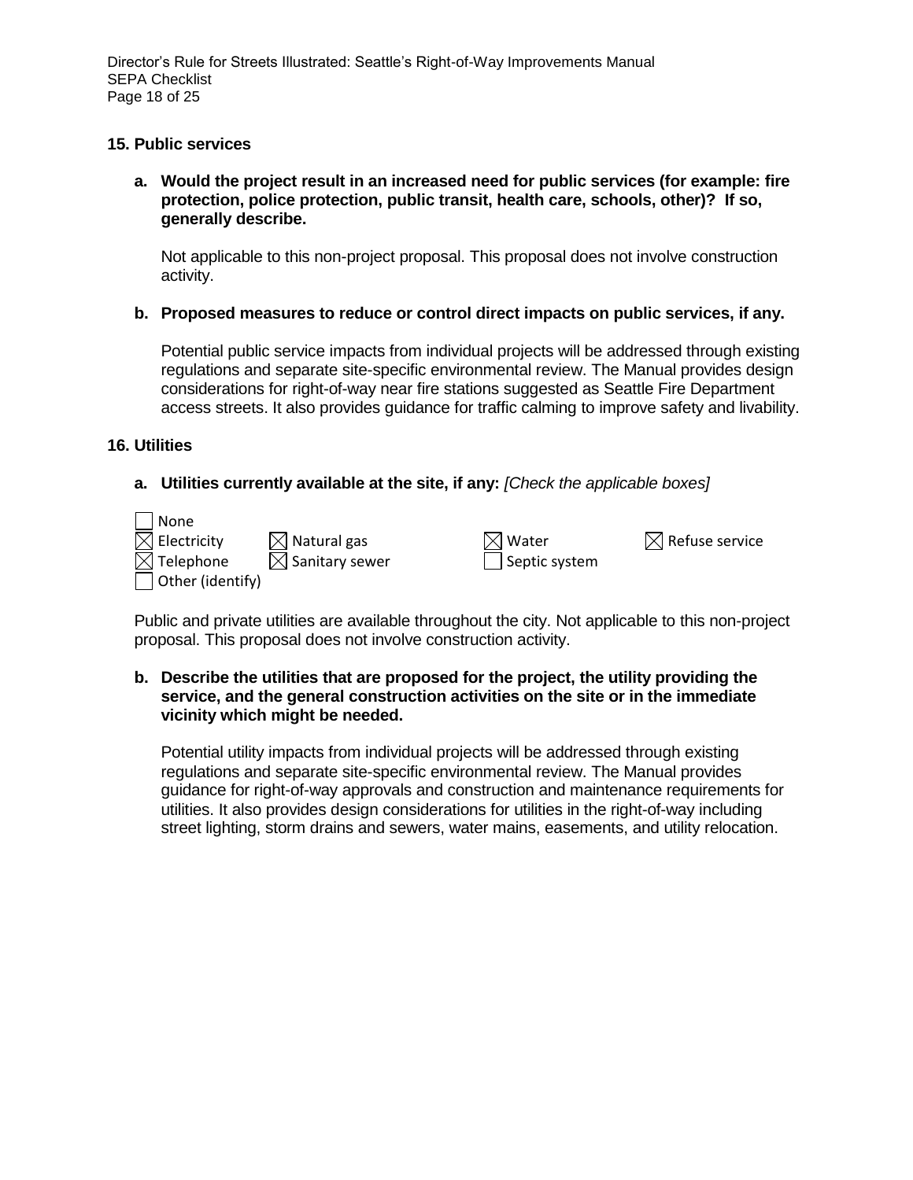### 15. Public services

**a. Would the project result in an increased need for public services (for example: fire protection, police protection, public transit, health care, schools, other)? If so, generally describe.**

Not applicable to this non-project proposal. This proposal does not involve construction activity.

**b. Proposed measures to reduce or control direct impacts on public services, if any.**

Potential public service impacts from individual projects will be addressed through existing regulations and separate site-specific environmental review. The Manual provides design considerations for right-of-way near fire stations suggested as Seattle Fire Department access streets. It also provides guidance for traffic calming to improve safety and livability.

### 16. Utilities

**a. Utilities currently available at the site, if any:** *[Check the applicable boxes]*

- ☐ None
- ☒ Electricity
- ☒ Natural gas
- ☒ Water
- ☒ Refuse service
- ☒ Telephone
- ☒ Sanitary sewer
- ☐ Septic system
- ☐ Other (identify)

Public and private utilities are available throughout the city. Not applicable to this non-project proposal. This proposal does not involve construction activity.

**b. Describe the utilities that are proposed for the project, the utility providing the service, and the general construction activities on the site or in the immediate vicinity which might be needed.**

Potential utility impacts from individual projects will be addressed through existing regulations and separate site-specific environmental review. The Manual provides guidance for right-of-way approvals and construction and maintenance requirements for utilities. It also provides design considerations for utilities in the right-of-way including street lighting, storm drains and sewers, water mains, easements, and utility relocation.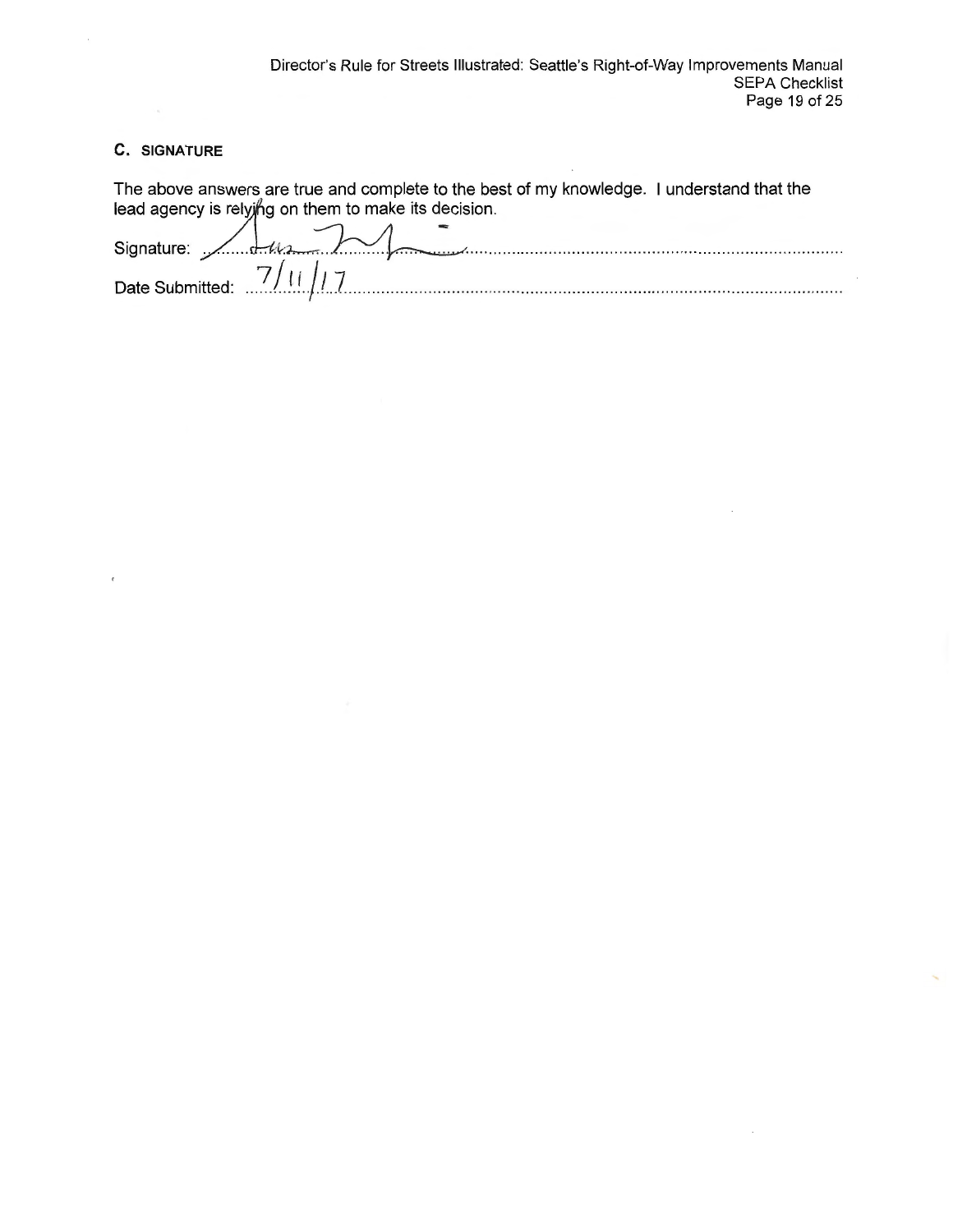## C. SIGNATURE

The above answers are true and complete to the best of my knowledge. I understand that the lead agency is relying on them to make its decision.

Signature: ...........................................................................................................

Date Submitted: 7/11/17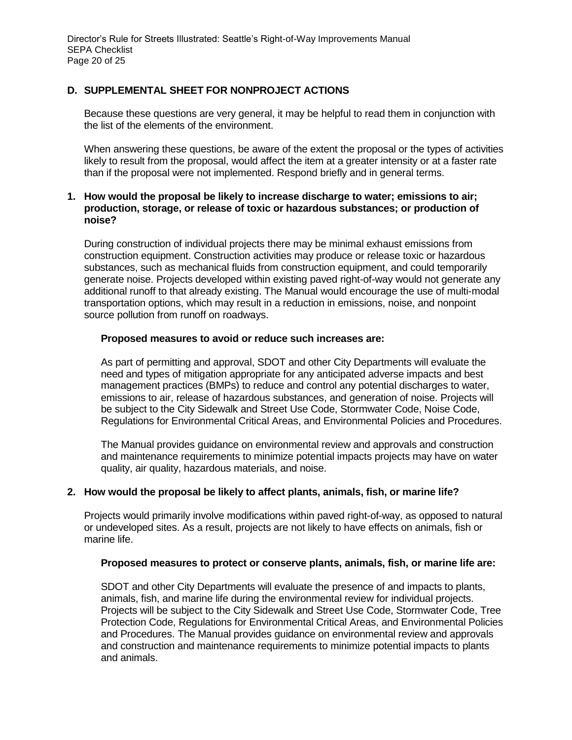## D. SUPPLEMENTAL SHEET FOR NONPROJECT ACTIONS

Because these questions are very general, it may be helpful to read them in conjunction with the list of the elements of the environment.

When answering these questions, be aware of the extent the proposal or the types of activities likely to result from the proposal, would affect the item at a greater intensity or at a faster rate than if the proposal were not implemented. Respond briefly and in general terms.

### 1. How would the proposal be likely to increase discharge to water; emissions to air; production, storage, or release of toxic or hazardous substances; or production of noise?

During construction of individual projects there may be minimal exhaust emissions from construction equipment. Construction activities may produce or release toxic or hazardous substances, such as mechanical fluids from construction equipment, and could temporarily generate noise. Projects developed within existing paved right-of-way would not generate any additional runoff to that already existing. The Manual would encourage the use of multi-modal transportation options, which may result in a reduction in emissions, noise, and nonpoint source pollution from runoff on roadways.

**Proposed measures to avoid or reduce such increases are:**

As part of permitting and approval, SDOT and other City Departments will evaluate the need and types of mitigation appropriate for any anticipated adverse impacts and best management practices (BMPs) to reduce and control any potential discharges to water, emissions to air, release of hazardous substances, and generation of noise. Projects will be subject to the City Sidewalk and Street Use Code, Stormwater Code, Noise Code, Regulations for Environmental Critical Areas, and Environmental Policies and Procedures.

The Manual provides guidance on environmental review and approvals and construction and maintenance requirements to minimize potential impacts projects may have on water quality, air quality, hazardous materials, and noise.

### 2. How would the proposal be likely to affect plants, animals, fish, or marine life?

Projects would primarily involve modifications within paved right-of-way, as opposed to natural or undeveloped sites. As a result, projects are not likely to have effects on animals, fish or marine life.

**Proposed measures to protect or conserve plants, animals, fish, or marine life are:**

SDOT and other City Departments will evaluate the presence of and impacts to plants, animals, fish, and marine life during the environmental review for individual projects. Projects will be subject to the City Sidewalk and Street Use Code, Stormwater Code, Tree Protection Code, Regulations for Environmental Critical Areas, and Environmental Policies and Procedures. The Manual provides guidance on environmental review and approvals and construction and maintenance requirements to minimize potential impacts to plants and animals.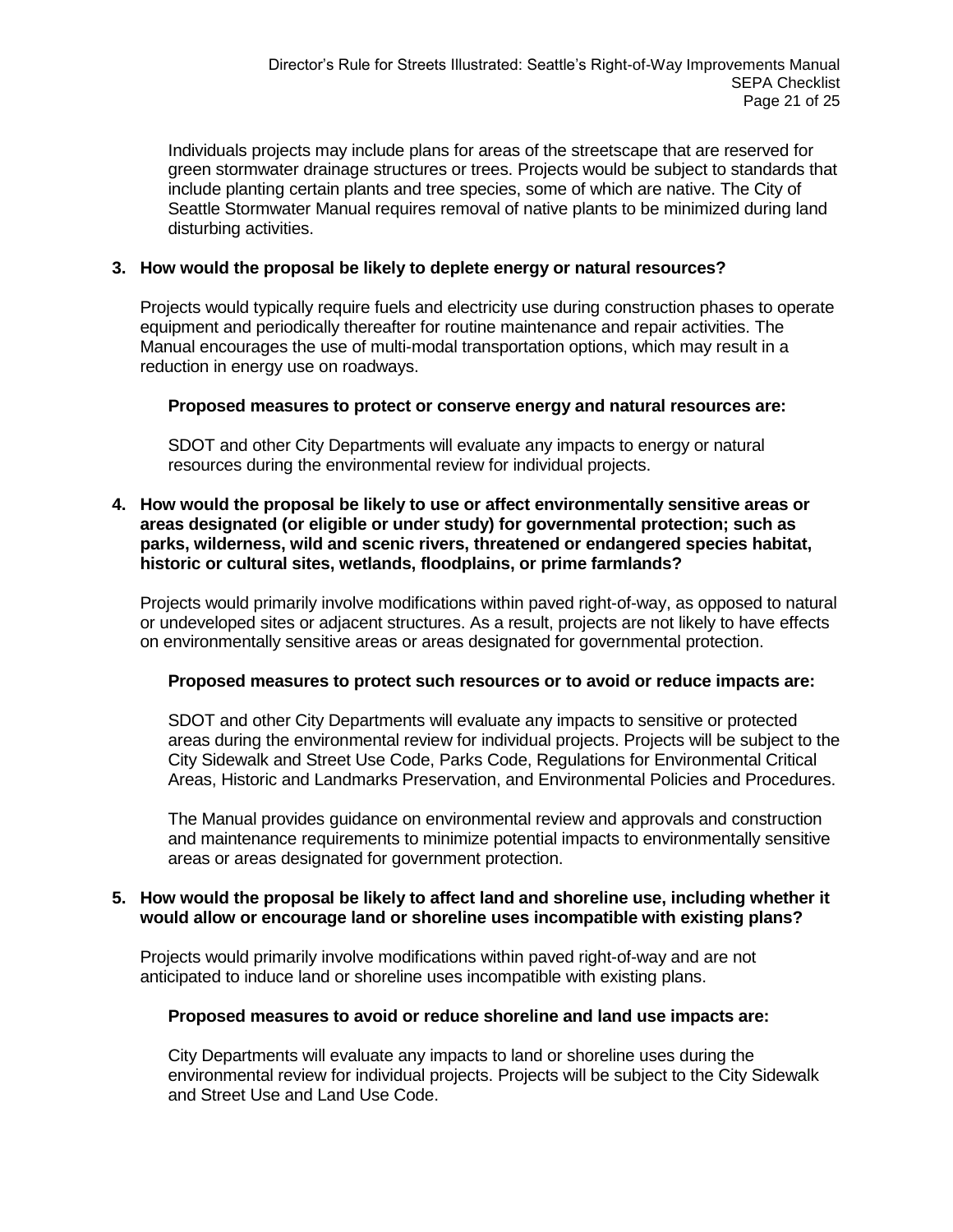Individuals projects may include plans for areas of the streetscape that are reserved for green stormwater drainage structures or trees. Projects would be subject to standards that include planting certain plants and tree species, some of which are native. The City of Seattle Stormwater Manual requires removal of native plants to be minimized during land disturbing activities.

**3. How would the proposal be likely to deplete energy or natural resources?**

Projects would typically require fuels and electricity use during construction phases to operate equipment and periodically thereafter for routine maintenance and repair activities. The Manual encourages the use of multi-modal transportation options, which may result in a reduction in energy use on roadways.

**Proposed measures to protect or conserve energy and natural resources are:**

SDOT and other City Departments will evaluate any impacts to energy or natural resources during the environmental review for individual projects.

**4. How would the proposal be likely to use or affect environmentally sensitive areas or areas designated (or eligible or under study) for governmental protection; such as parks, wilderness, wild and scenic rivers, threatened or endangered species habitat, historic or cultural sites, wetlands, floodplains, or prime farmlands?**

Projects would primarily involve modifications within paved right-of-way, as opposed to natural or undeveloped sites or adjacent structures. As a result, projects are not likely to have effects on environmentally sensitive areas or areas designated for governmental protection.

**Proposed measures to protect such resources or to avoid or reduce impacts are:**

SDOT and other City Departments will evaluate any impacts to sensitive or protected areas during the environmental review for individual projects. Projects will be subject to the City Sidewalk and Street Use Code, Parks Code, Regulations for Environmental Critical Areas, Historic and Landmarks Preservation, and Environmental Policies and Procedures.

The Manual provides guidance on environmental review and approvals and construction and maintenance requirements to minimize potential impacts to environmentally sensitive areas or areas designated for government protection.

**5. How would the proposal be likely to affect land and shoreline use, including whether it would allow or encourage land or shoreline uses incompatible with existing plans?**

Projects would primarily involve modifications within paved right-of-way and are not anticipated to induce land or shoreline uses incompatible with existing plans.

**Proposed measures to avoid or reduce shoreline and land use impacts are:**

City Departments will evaluate any impacts to land or shoreline uses during the environmental review for individual projects. Projects will be subject to the City Sidewalk and Street Use and Land Use Code.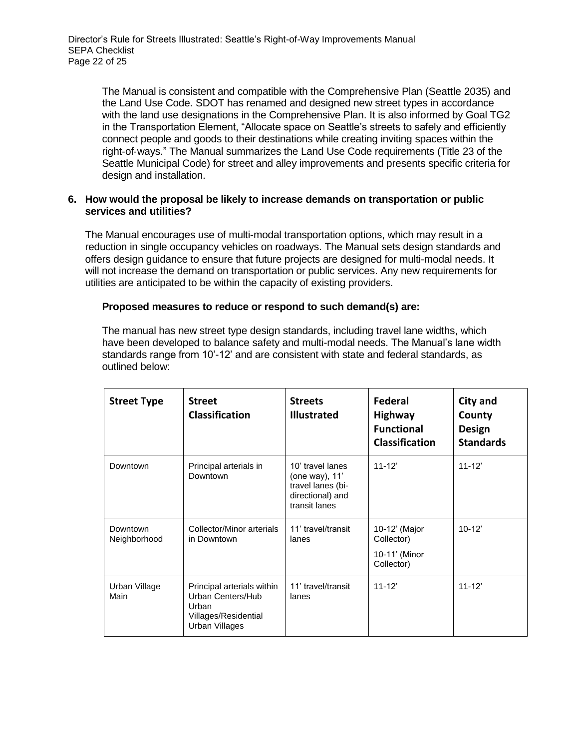The Manual is consistent and compatible with the Comprehensive Plan (Seattle 2035) and the Land Use Code. SDOT has renamed and designed new street types in accordance with the land use designations in the Comprehensive Plan. It is also informed by Goal TG2 in the Transportation Element, "Allocate space on Seattle's streets to safely and efficiently connect people and goods to their destinations while creating inviting spaces within the right-of-ways." The Manual summarizes the Land Use Code requirements (Title 23 of the Seattle Municipal Code) for street and alley improvements and presents specific criteria for design and installation.

**6. How would the proposal be likely to increase demands on transportation or public services and utilities?**

The Manual encourages use of multi-modal transportation options, which may result in a reduction in single occupancy vehicles on roadways. The Manual sets design standards and offers design guidance to ensure that future projects are designed for multi-modal needs. It will not increase the demand on transportation or public services. Any new requirements for utilities are anticipated to be within the capacity of existing providers.

**Proposed measures to reduce or respond to such demand(s) are:**

The manual has new street type design standards, including travel lane widths, which have been developed to balance safety and multi-modal needs. The Manual's lane width standards range from 10'-12' and are consistent with state and federal standards, as outlined below:

| Street Type | Street Classification | Streets Illustrated | Federal Highway Functional Classification | City and County Design Standards |
|---|---|---|---|---|
| Downtown | Principal arterials in Downtown | 10' travel lanes (one way), 11' travel lanes (bi-directional) and transit lanes | 11-12' | 11-12' |
| Downtown Neighborhood | Collector/Minor arterials in Downtown | 11' travel/transit lanes | 10-12' (Major Collector)<br>10-11' (Minor Collector) | 10-12' |
| Urban Village Main | Principal arterials within Urban Centers/Hub Urban Villages/Residential Urban Villages | 11' travel/transit lanes | 11-12' | 11-12' |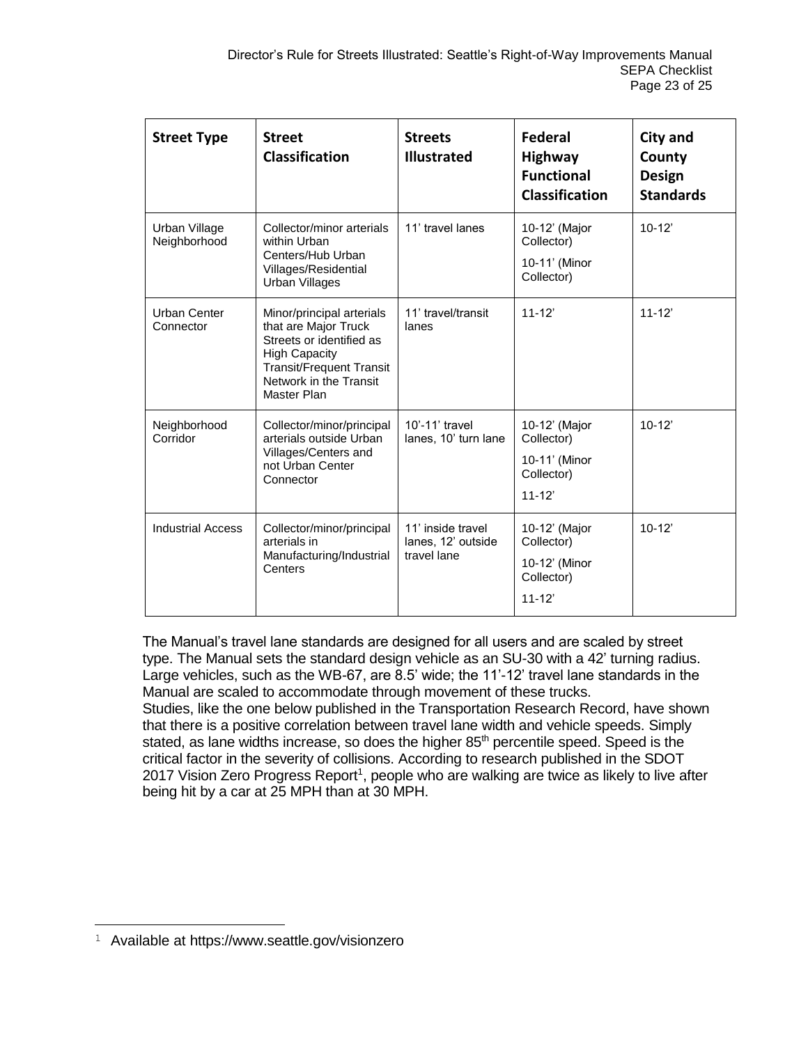| Street Type | Street Classification | Streets Illustrated | Federal Highway Functional Classification | City and County Design Standards |
|---|---|---|---|---|
| Urban Village Neighborhood | Collector/minor arterials within Urban Centers/Hub Urban Villages/Residential Urban Villages | 11' travel lanes | 10-12' (Major Collector)<br>10-11' (Minor Collector) | 10-12' |
| Urban Center Connector | Minor/principal arterials that are Major Truck Streets or identified as High Capacity Transit/Frequent Transit Network in the Transit Master Plan | 11' travel/transit lanes | 11-12' | 11-12' |
| Neighborhood Corridor | Collector/minor/principal arterials outside Urban Villages/Centers and not Urban Center Connector | 10'-11' travel lanes, 10' turn lane | 10-12' (Major Collector)<br>10-11' (Minor Collector)<br>11-12' | 10-12' |
| Industrial Access | Collector/minor/principal arterials in Manufacturing/Industrial Centers | 11' inside travel lanes, 12' outside travel lane | 10-12' (Major Collector)<br>10-12' (Minor Collector)<br>11-12' | 10-12' |

The Manual's travel lane standards are designed for all users and are scaled by street type. The Manual sets the standard design vehicle as an SU-30 with a 42' turning radius. Large vehicles, such as the WB-67, are 8.5' wide; the 11'-12' travel lane standards in the Manual are scaled to accommodate through movement of these trucks.

Studies, like the one below published in the Transportation Research Record, have shown that there is a positive correlation between travel lane width and vehicle speeds. Simply stated, as lane widths increase, so does the higher 85th percentile speed. Speed is the critical factor in the severity of collisions. According to research published in the SDOT 2017 Vision Zero Progress Report[1], people who are walking are twice as likely to live after being hit by a car at 25 MPH than at 30 MPH.

[1] Available at https://www.seattle.gov/visionzero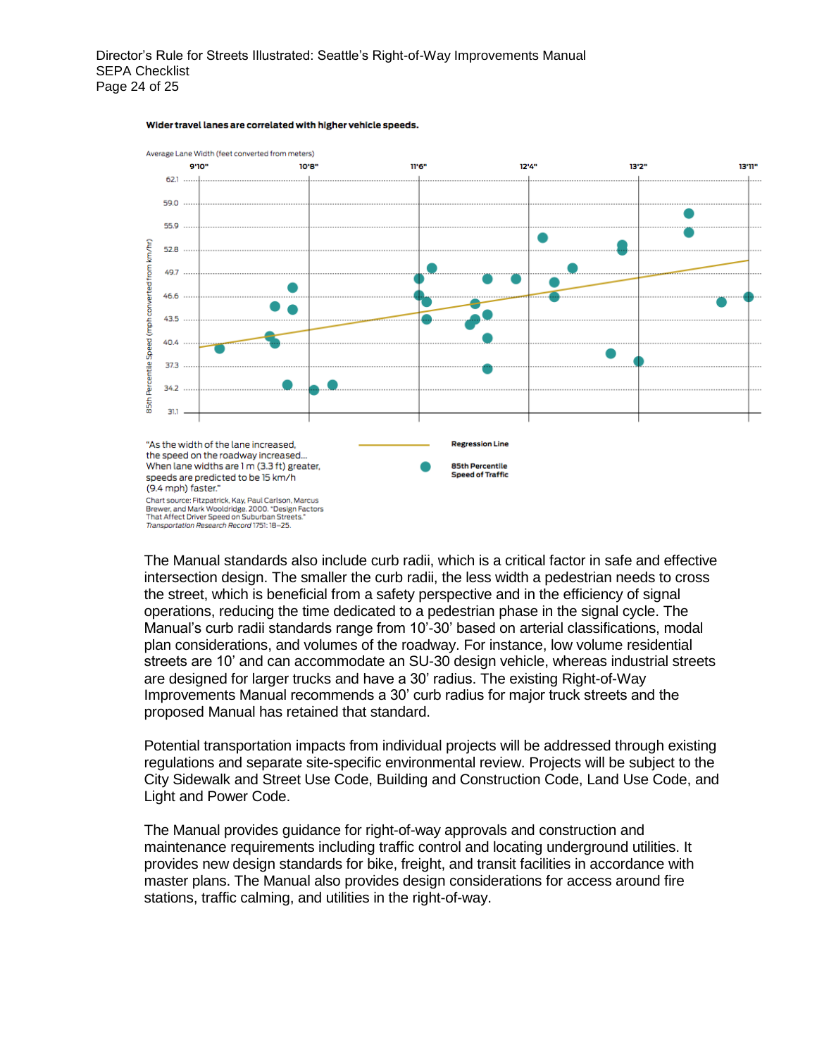**Wider travel lanes are correlated with higher vehicle speeds.**

Average Lane Width (feet converted from meters)

9'10" | 10'8" | 11'6" | 12'4" | 13'2" | 13'11"

85th Percentile Speed (mph converted from km/hr)

62.1 | 59.0 | 55.9 | 52.8 | 49.7 | 46.6 | 43.5 | 40.4 | 37.3 | 34.2 | 31.1

"As the width of the lane increased, the speed on the roadway increased… When lane widths are 1 m (3.3 ft) greater, speeds are predicted to be 15 km/h (9.4 mph) faster."

Regression Line

85th Percentile Speed of Traffic

Chart source: Fitzpatrick, Kay, Paul Carlson, Marcus Brewer, and Mark Wooldridge. 2000. "Design Factors That Affect Driver Speed on Suburban Streets." *Transportation Research Record* 1751: 18–25.

The Manual standards also include curb radii, which is a critical factor in safe and effective intersection design. The smaller the curb radii, the less width a pedestrian needs to cross the street, which is beneficial from a safety perspective and in the efficiency of signal operations, reducing the time dedicated to a pedestrian phase in the signal cycle. The Manual's curb radii standards range from 10'-30' based on arterial classifications, modal plan considerations, and volumes of the roadway. For instance, low volume residential streets are 10' and can accommodate an SU-30 design vehicle, whereas industrial streets are designed for larger trucks and have a 30' radius. The existing Right-of-Way Improvements Manual recommends a 30' curb radius for major truck streets and the proposed Manual has retained that standard.

Potential transportation impacts from individual projects will be addressed through existing regulations and separate site-specific environmental review. Projects will be subject to the City Sidewalk and Street Use Code, Building and Construction Code, Land Use Code, and Light and Power Code.

The Manual provides guidance for right-of-way approvals and construction and maintenance requirements including traffic control and locating underground utilities. It provides new design standards for bike, freight, and transit facilities in accordance with master plans. The Manual also provides design considerations for access around fire stations, traffic calming, and utilities in the right-of-way.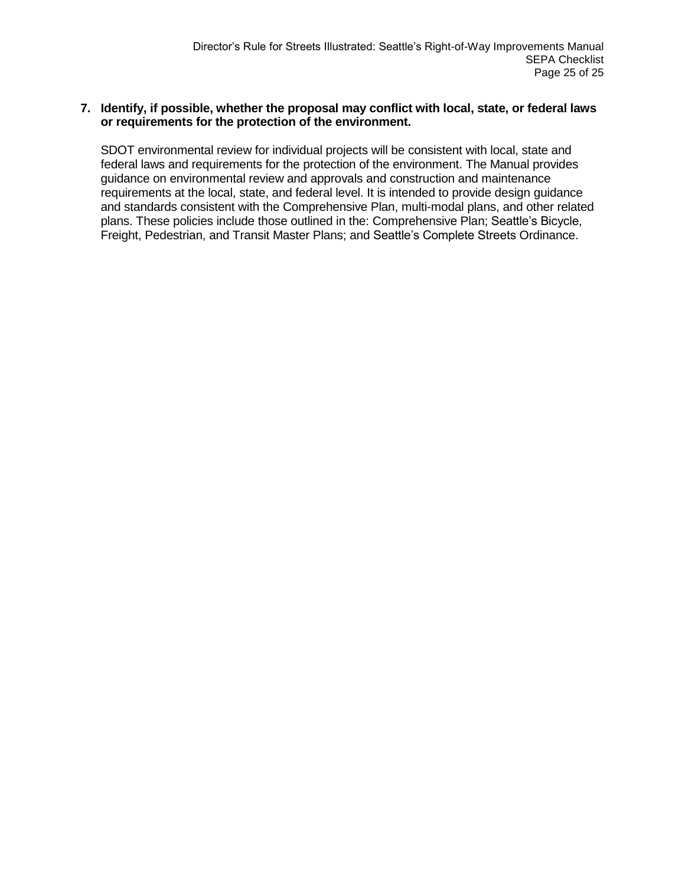**7. Identify, if possible, whether the proposal may conflict with local, state, or federal laws or requirements for the protection of the environment.**

SDOT environmental review for individual projects will be consistent with local, state and federal laws and requirements for the protection of the environment. The Manual provides guidance on environmental review and approvals and construction and maintenance requirements at the local, state, and federal level. It is intended to provide design guidance and standards consistent with the Comprehensive Plan, multi-modal plans, and other related plans. These policies include those outlined in the: Comprehensive Plan; Seattle's Bicycle, Freight, Pedestrian, and Transit Master Plans; and Seattle's Complete Streets Ordinance.